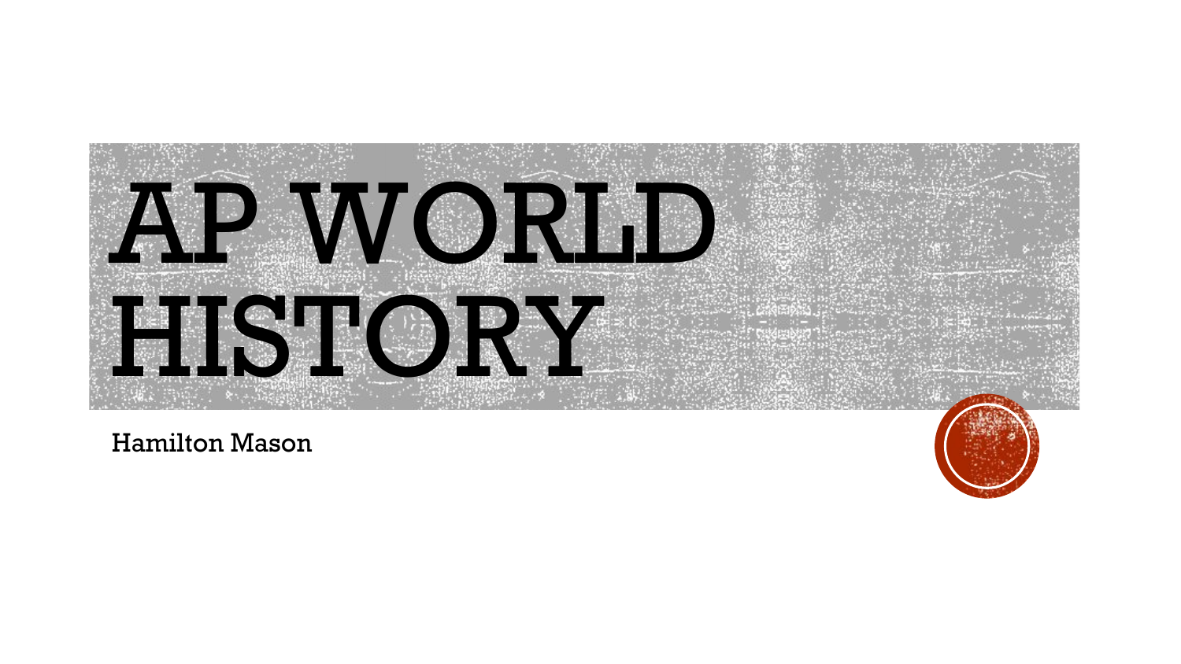# AP WORLD HISTORY

Hamilton Mason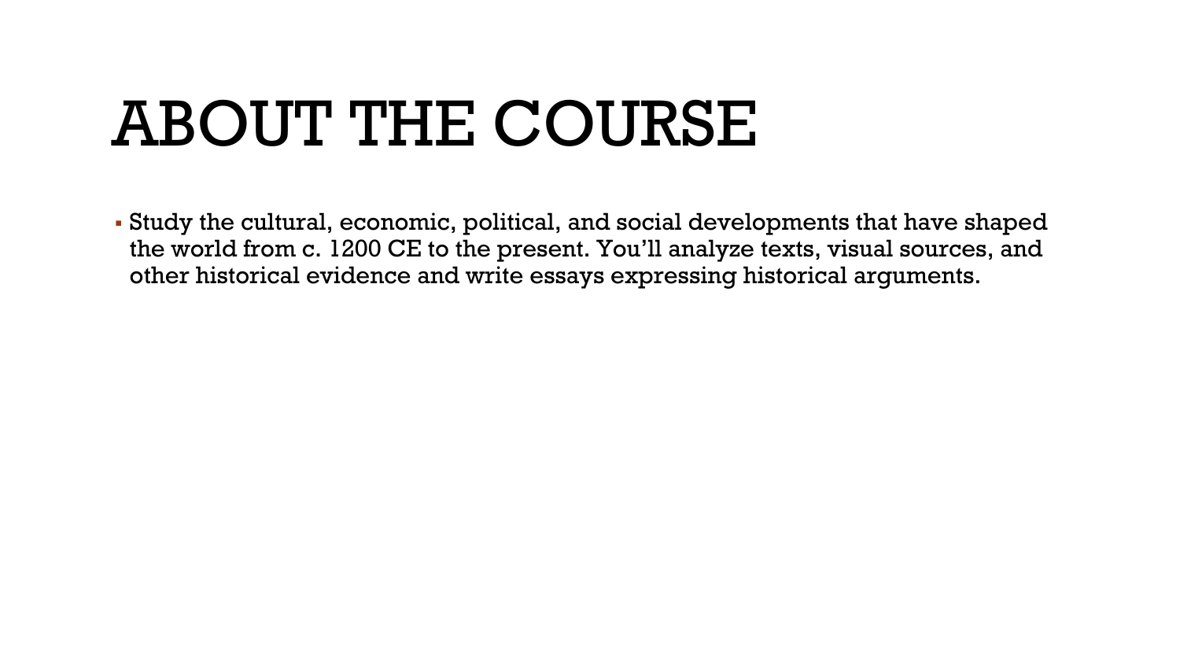# ABOUT THE COURSE

- Study the cultural, economic, political, and social developments that have shaped the world from c. 1200 CE to the present. You'll analyze texts, visual sources, and other historical evidence and write essays expressing historical arguments.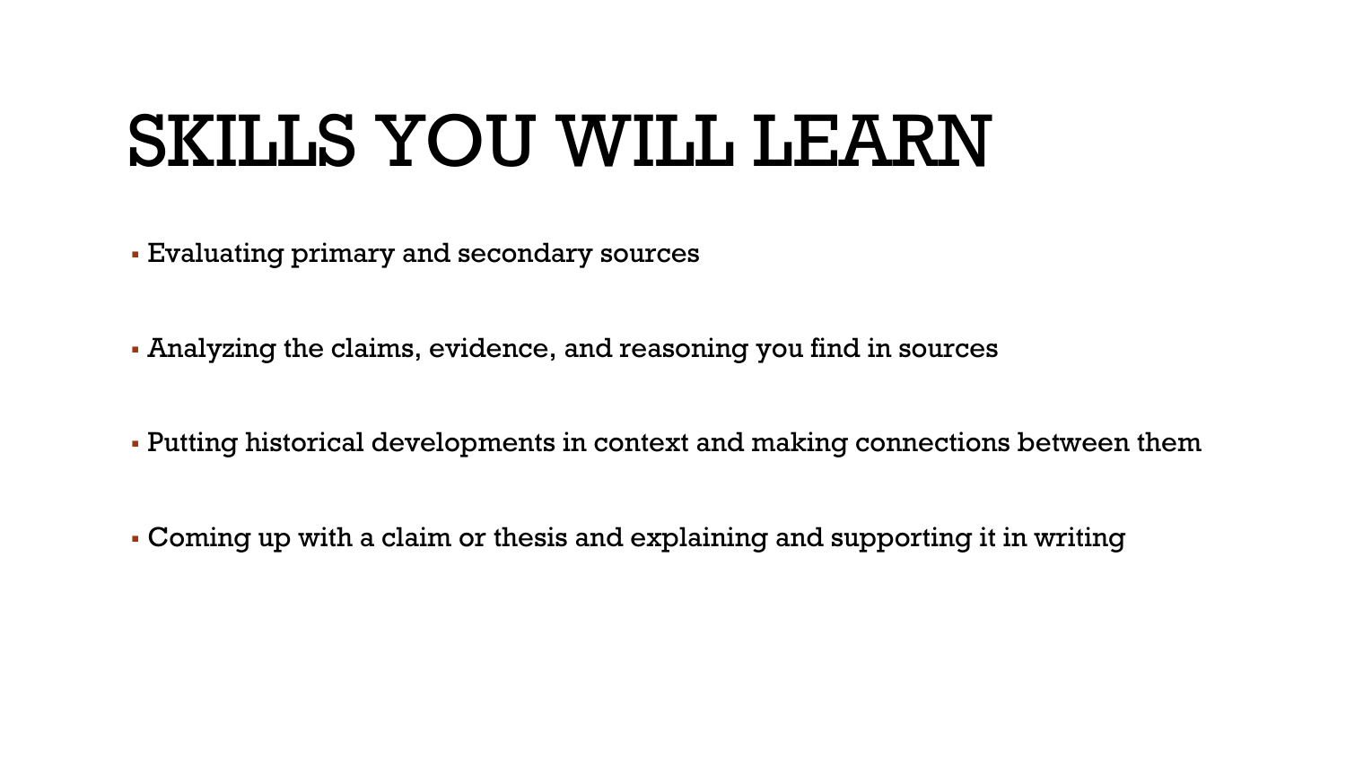# SKILLS YOU WILL LEARN

- Evaluating primary and secondary sources
- Analyzing the claims, evidence, and reasoning you find in sources
- Putting historical developments in context and making connections between them
- Coming up with a claim or thesis and explaining and supporting it in writing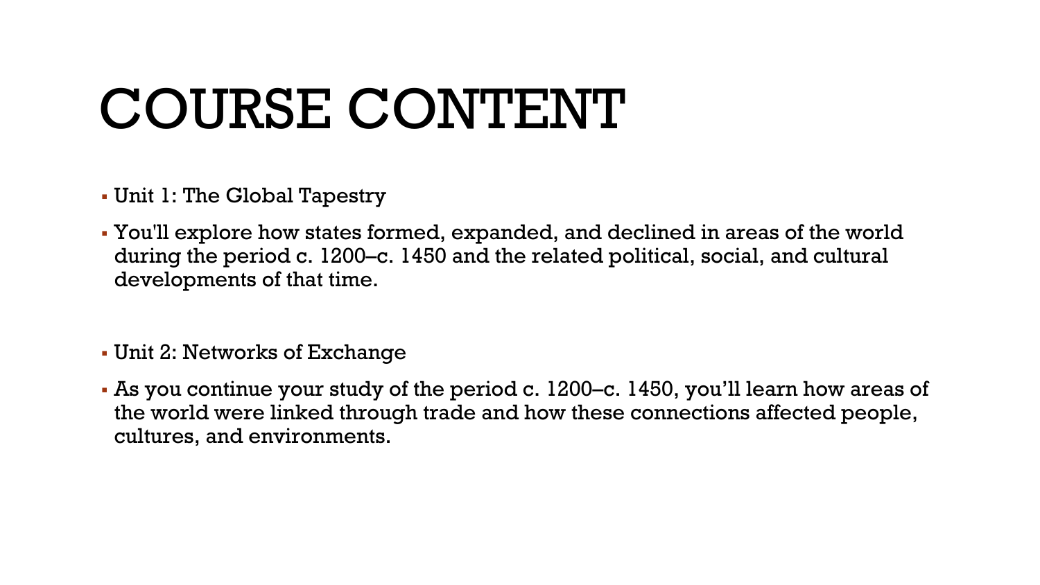# COURSE CONTENT

- Unit 1: The Global Tapestry
- You'll explore how states formed, expanded, and declined in areas of the world during the period c. 1200–c. 1450 and the related political, social, and cultural developments of that time.

- Unit 2: Networks of Exchange
- As you continue your study of the period c. 1200–c. 1450, you'll learn how areas of the world were linked through trade and how these connections affected people, cultures, and environments.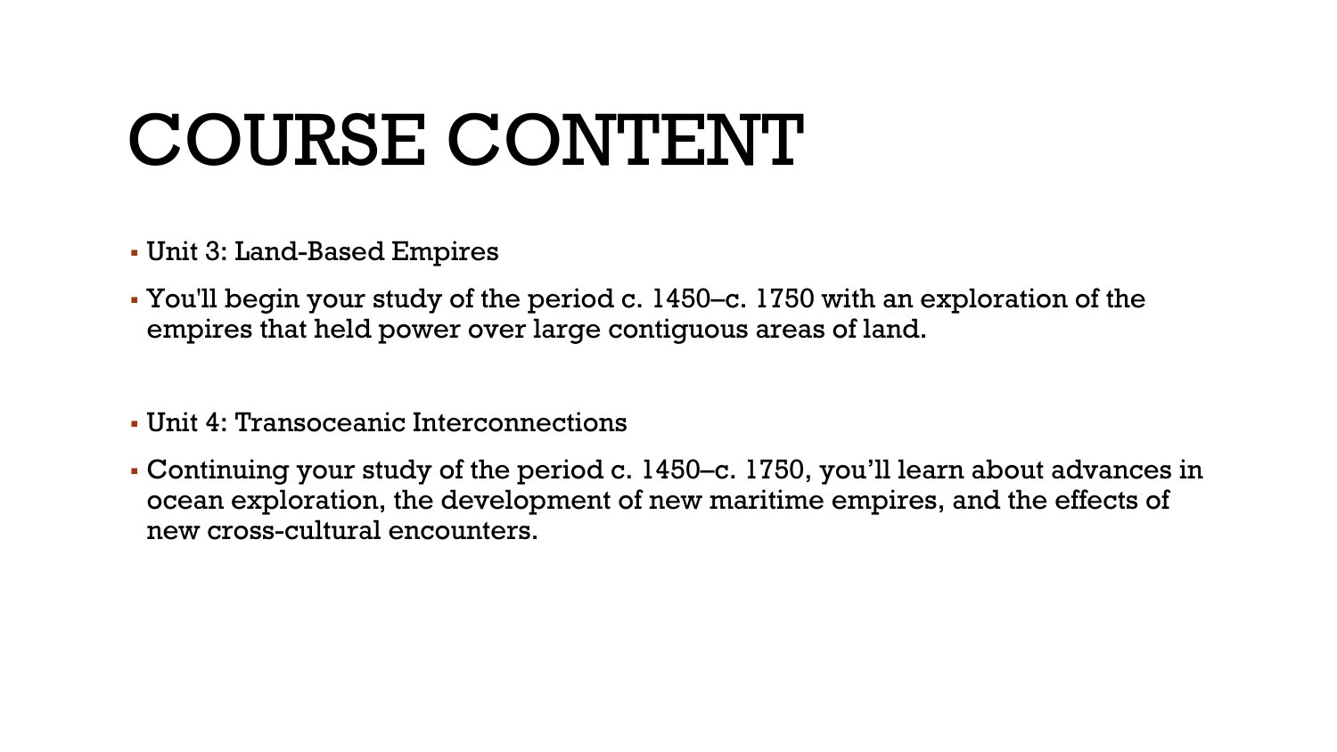# COURSE CONTENT

- Unit 3: Land-Based Empires
- You'll begin your study of the period c. 1450–c. 1750 with an exploration of the empires that held power over large contiguous areas of land.

- Unit 4: Transoceanic Interconnections
- Continuing your study of the period c. 1450–c. 1750, you'll learn about advances in ocean exploration, the development of new maritime empires, and the effects of new cross-cultural encounters.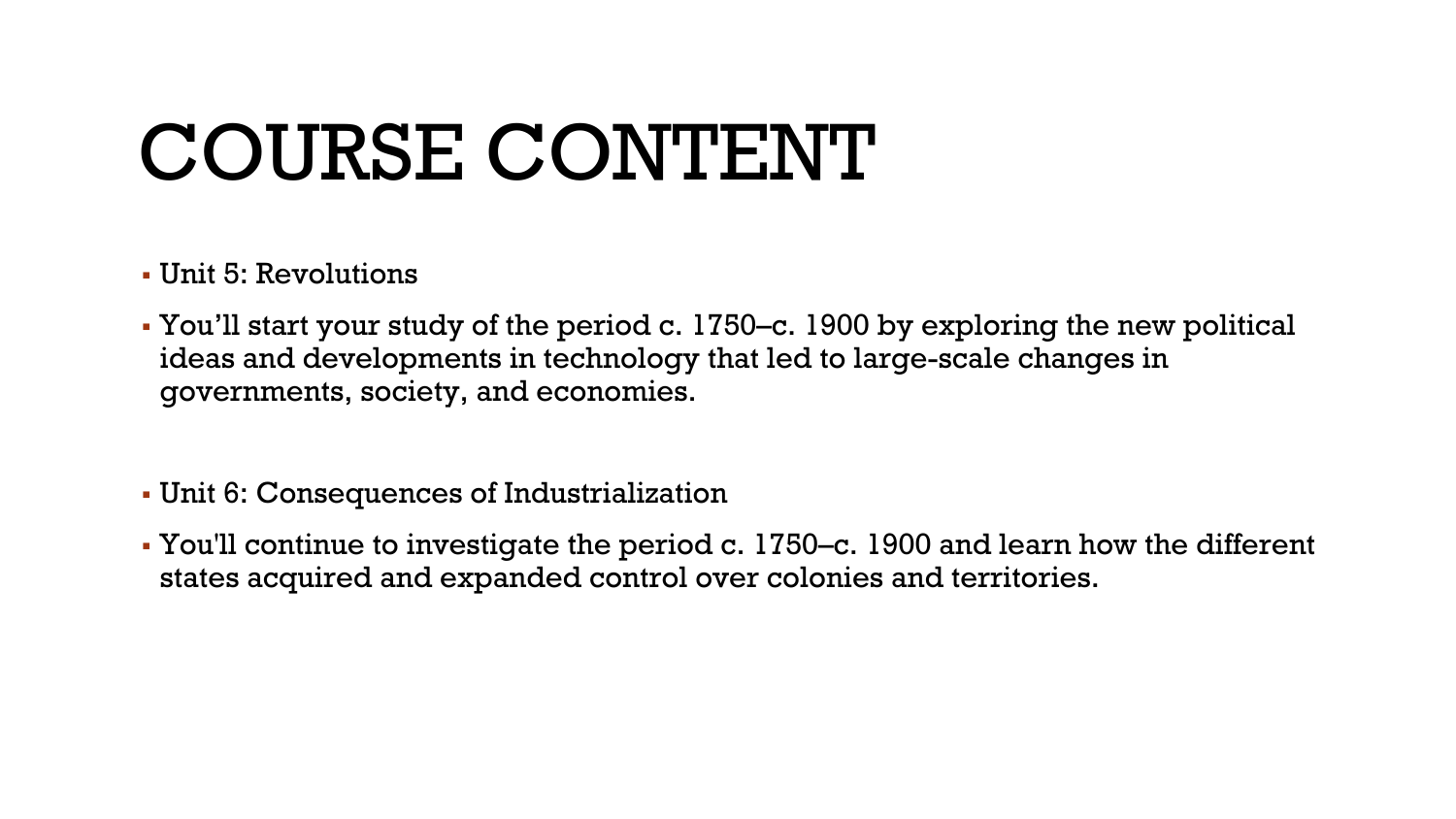# COURSE CONTENT

- Unit 5: Revolutions
- You’ll start your study of the period c. 1750–c. 1900 by exploring the new political ideas and developments in technology that led to large-scale changes in governments, society, and economies.
- Unit 6: Consequences of Industrialization
- You'll continue to investigate the period c. 1750–c. 1900 and learn how the different states acquired and expanded control over colonies and territories.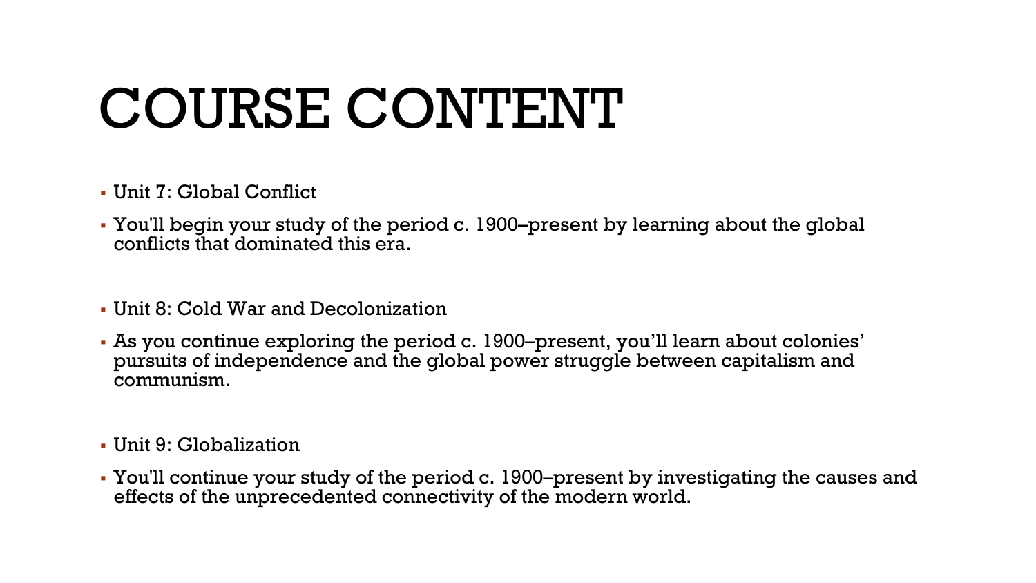# COURSE CONTENT

- Unit 7: Global Conflict
- You'll begin your study of the period c. 1900–present by learning about the global conflicts that dominated this era.

- Unit 8: Cold War and Decolonization
- As you continue exploring the period c. 1900–present, you'll learn about colonies' pursuits of independence and the global power struggle between capitalism and communism.

- Unit 9: Globalization
- You'll continue your study of the period c. 1900–present by investigating the causes and effects of the unprecedented connectivity of the modern world.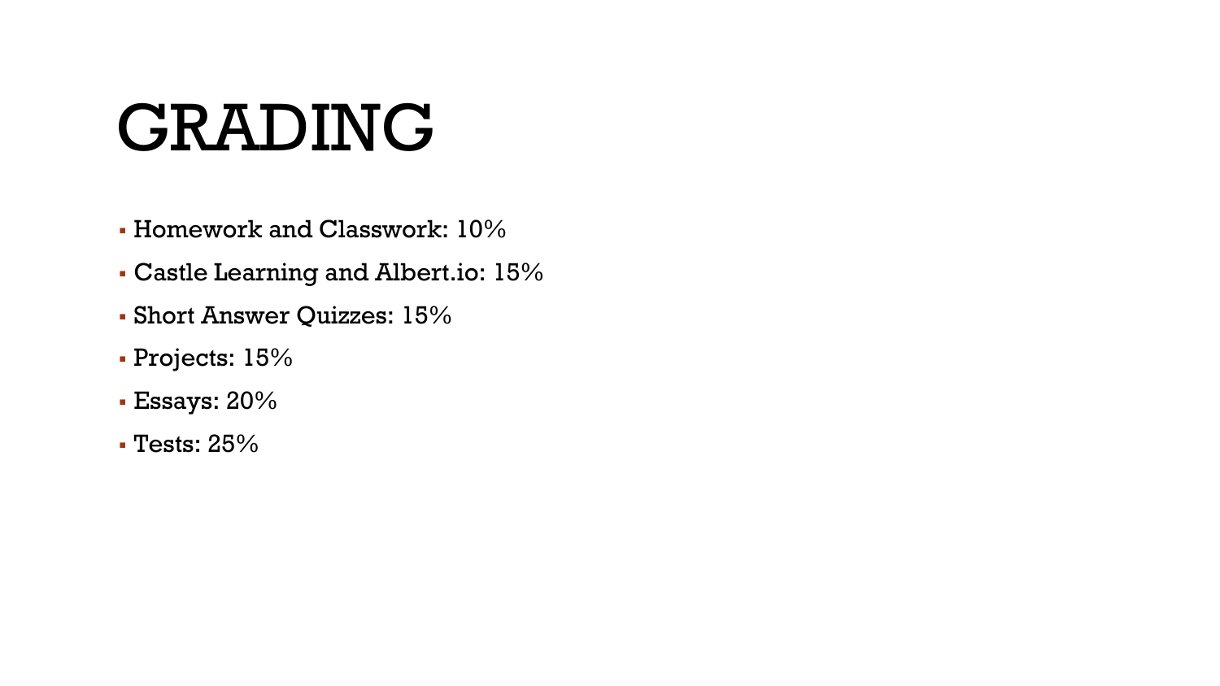# GRADING

- Homework and Classwork: 10%
- Castle Learning and Albert.io: 15%
- Short Answer Quizzes: 15%
- Projects: 15%
- Essays: 20%
- Tests: 25%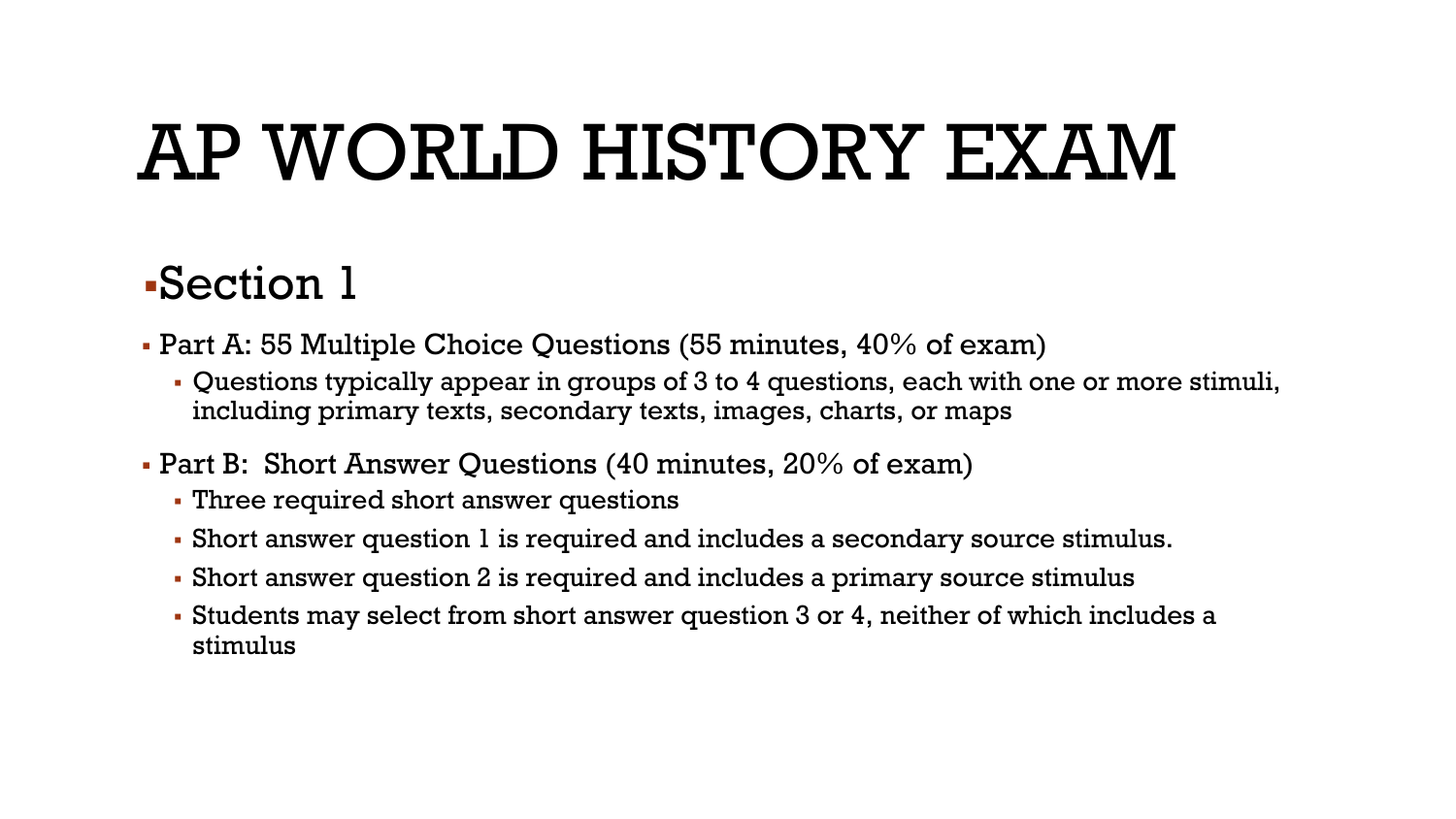# AP WORLD HISTORY EXAM

## Section 1

- Part A: 55 Multiple Choice Questions (55 minutes, 40% of exam)
  - Questions typically appear in groups of 3 to 4 questions, each with one or more stimuli, including primary texts, secondary texts, images, charts, or maps
- Part B: Short Answer Questions (40 minutes, 20% of exam)
  - Three required short answer questions
  - Short answer question 1 is required and includes a secondary source stimulus.
  - Short answer question 2 is required and includes a primary source stimulus
  - Students may select from short answer question 3 or 4, neither of which includes a stimulus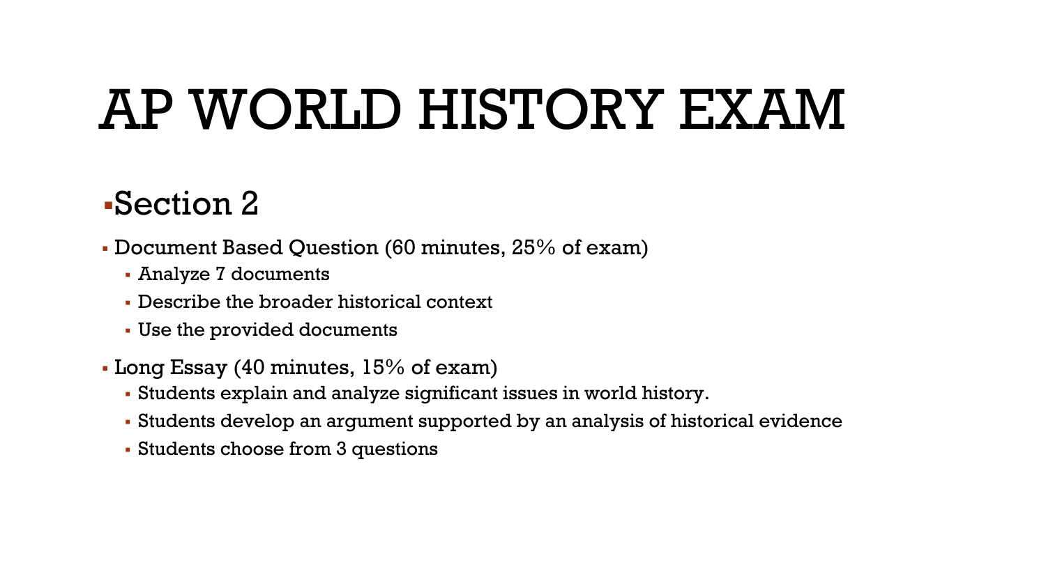# AP WORLD HISTORY EXAM

- Section 2
  - Document Based Question (60 minutes, 25% of exam)
    - Analyze 7 documents
    - Describe the broader historical context
    - Use the provided documents
  - Long Essay (40 minutes, 15% of exam)
    - Students explain and analyze significant issues in world history.
    - Students develop an argument supported by an analysis of historical evidence
    - Students choose from 3 questions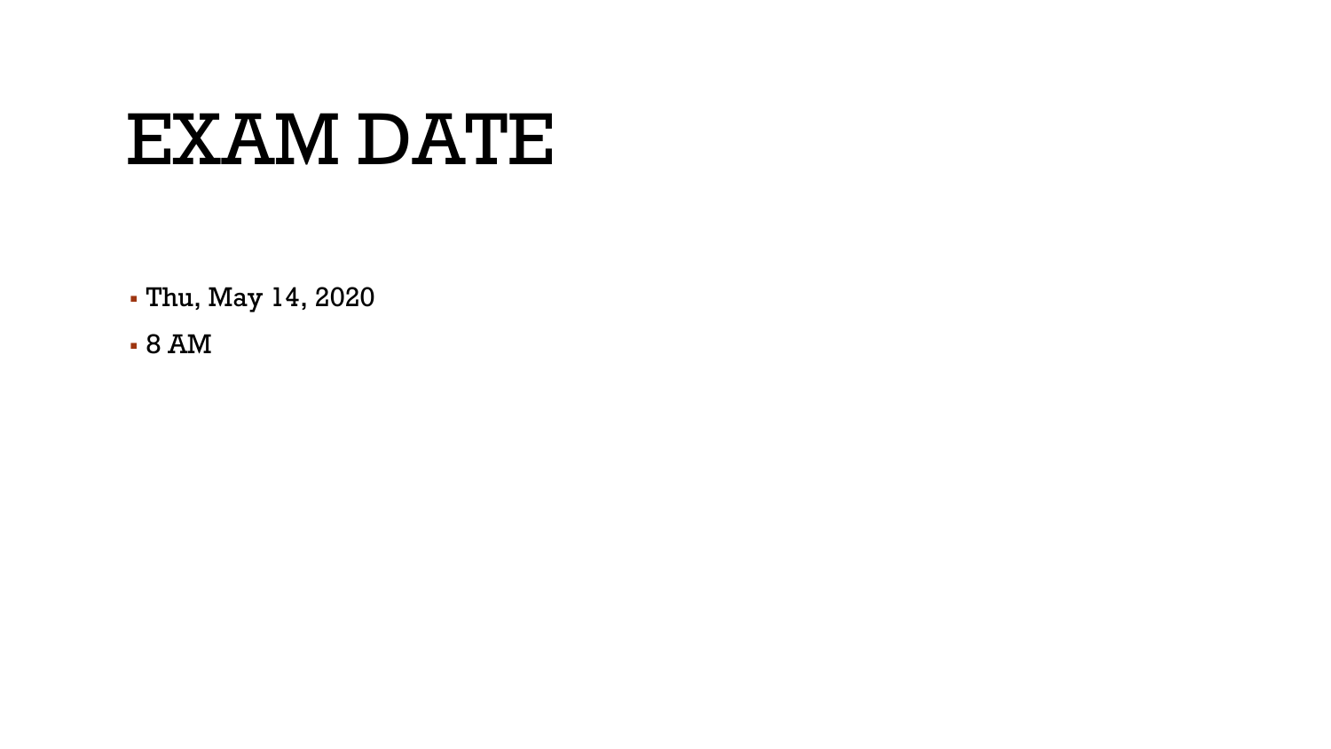# EXAM DATE

- Thu, May 14, 2020
- 8 AM